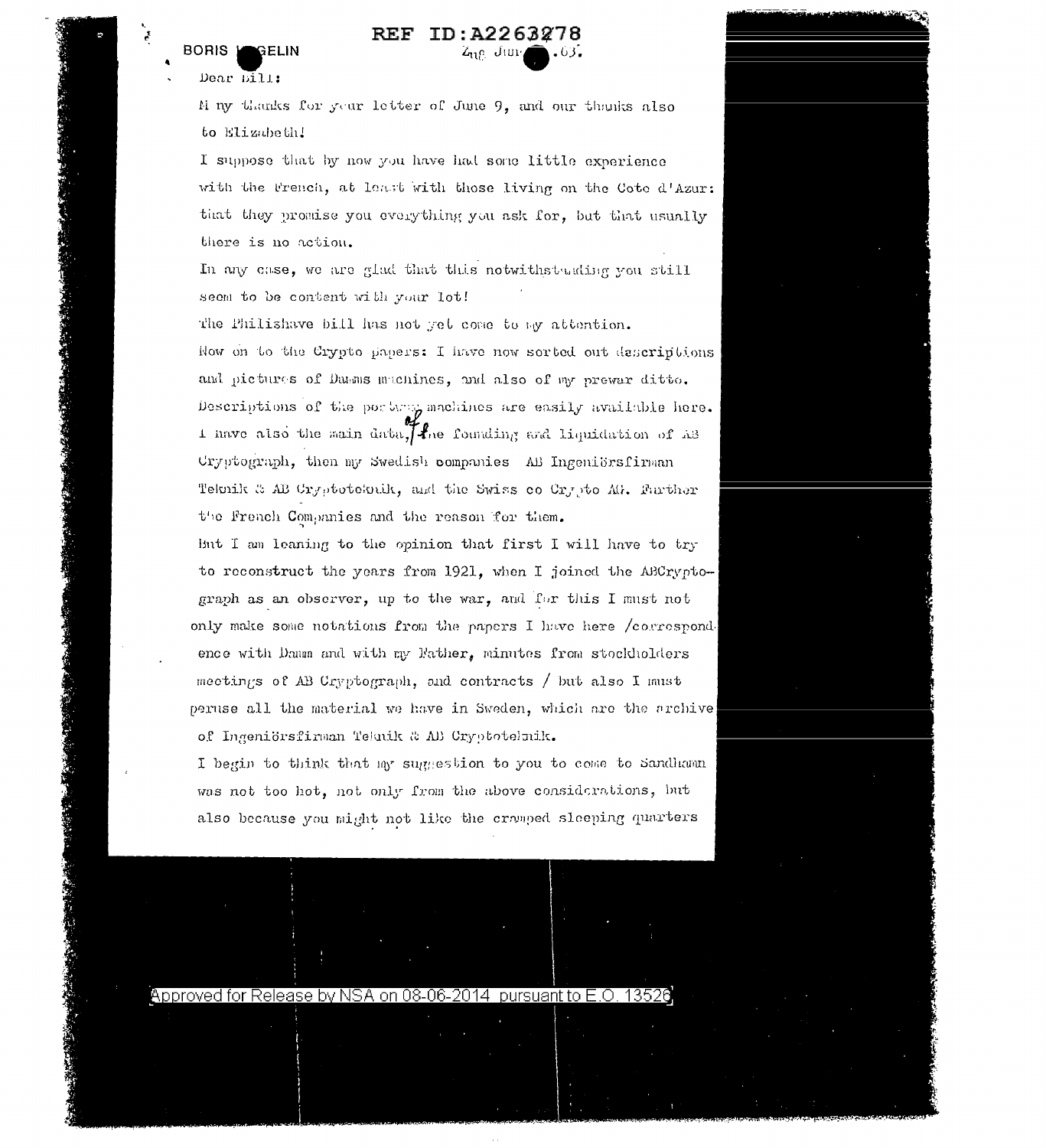REF ID:A2263278

BORIS HAGELIN

Zug Jun . 63.

Dear Bill:

Many thanks for your letter of June 9, and our thanks also to Elizabeth!

I suppose that by now you have had some little experience with the French, at least with those living on the Cote d'Azur: that they promise you everything you ask for, but that usually there is no action.

In any case, we are glad that this notwithstanding you still seem to be content with your lot!

The Philishave bill has not yet come to my attention.

Now on to the Crypto papers: I have now sorted out descriptions and pictures of Damms machines, and also of my prewar ditto. Descriptions of the postwar machines are easily available here. I have also the main data, of the founding and liquidation of AB Cryptograph, then my Swedish companies AB Ingeniörsfirman Teknik & AB Cryptoteknik, and the Swiss co Crypto AG. Further the French Companies and the reason for them.

But I am leaning to the opinion that first I will have to try to reconstruct the years from 1921, when I joined the ABCryptograph as an observer, up to the war, and for this I must not only make some notations from the papers I have here /correspondence with Damm and with my Father, minutes from stockholders meetings of AB Cryptograph, and contracts / but also I must peruse all the material we have in Sweden, which are the archive of Ingeniörsfirman Teknik & AB Cryptoteknik.

I begin to think that my suggestion to you to come to Sandhamn was not too hot, not only from the above considerations, but also because you might not like the cramped sleeping quarters

Approved for Release by NSA on 08-06-2014 pursuant to E.O. 13526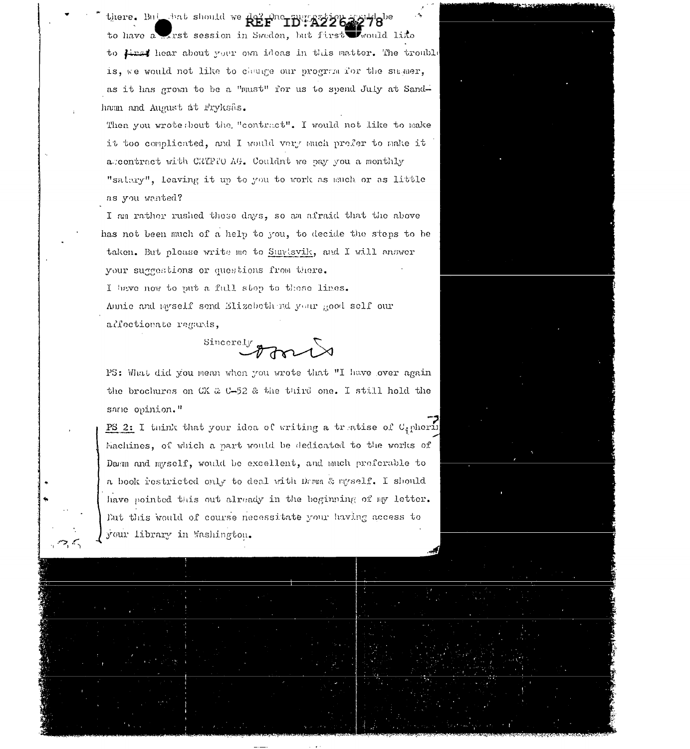REF ID:A2262278

there. But what should we do? One suggestion would be to have a first session in Sweden, but first I would like to ~~first~~ hear about your own ideas in this matter. The trouble is, we would not like to change our program for the summer, as it has grown to be a "must" for us to spend July at Sandhamn and August at Fryksås.

Then you wrote about the "contract". I would not like to make it too complicated, and I would very much prefer to make it a contract with CRYPTO AG. Couldnt we pay you a monthly "salary", leaving it up to you to work as much or as little as you wanted?

I am rather rushed these days, so am afraid that the above has not been much of a help to you, to decide the steps to be taken. But please write me to Suvisvik, and I will answer your suggestions or questions from there.

I have now to put a full stop to these lines.

Annie and myself send Elizebeth and your good self our affectionate regards,

Sincerely,

PS: What did you mean when you wrote that "I have over again the brochures on CX & C-52 & the third one. I still hold the same opinion."

PS 2: I think that your idea of writing a treatise of Cipher Machines, of which a part would be dedicated to the works of Damm and myself, would be excellent, and much preferable to a book restricted only to deal with Damm & myself. I should have pointed this out already in the beginning of my letter. But this would of course necessitate your having access to your library in Washington.